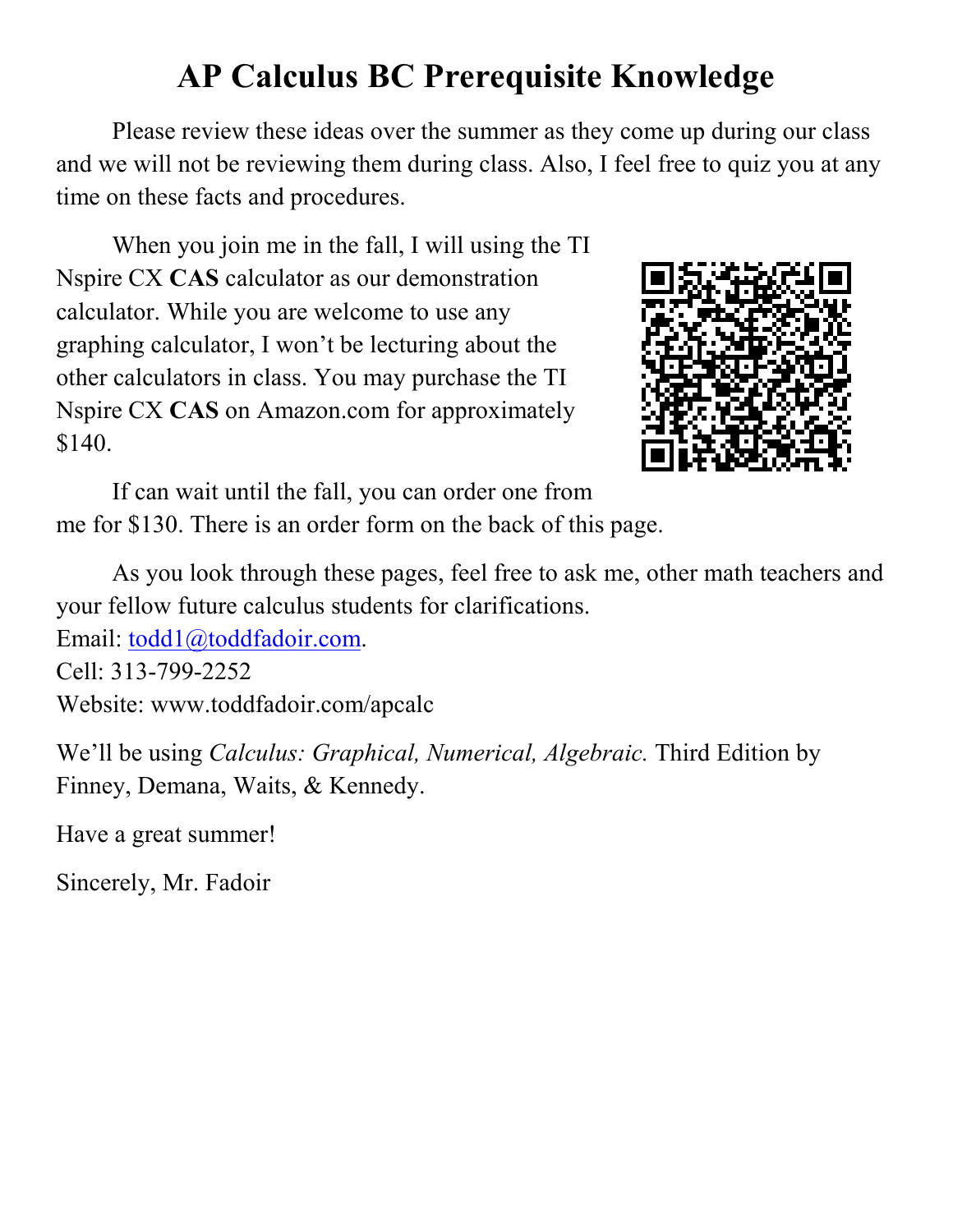# AP Calculus BC Prerequisite Knowledge

Please review these ideas over the summer as they come up during our class and we will not be reviewing them during class. Also, I feel free to quiz you at any time on these facts and procedures.

When you join me in the fall, I will using the TI Nspire CX **CAS** calculator as our demonstration calculator. While you are welcome to use any graphing calculator, I won't be lecturing about the other calculators in class. You may purchase the TI Nspire CX **CAS** on Amazon.com for approximately $140.

If can wait until the fall, you can order one from me for $130. There is an order form on the back of this page.

As you look through these pages, feel free to ask me, other math teachers and your fellow future calculus students for clarifications.

Email: todd1@toddfadoir.com.
Cell: 313-799-2252
Website: www.toddfadoir.com/apcalc

We'll be using *Calculus: Graphical, Numerical, Algebraic.* Third Edition by Finney, Demana, Waits, & Kennedy.

Have a great summer!

Sincerely, Mr. Fadoir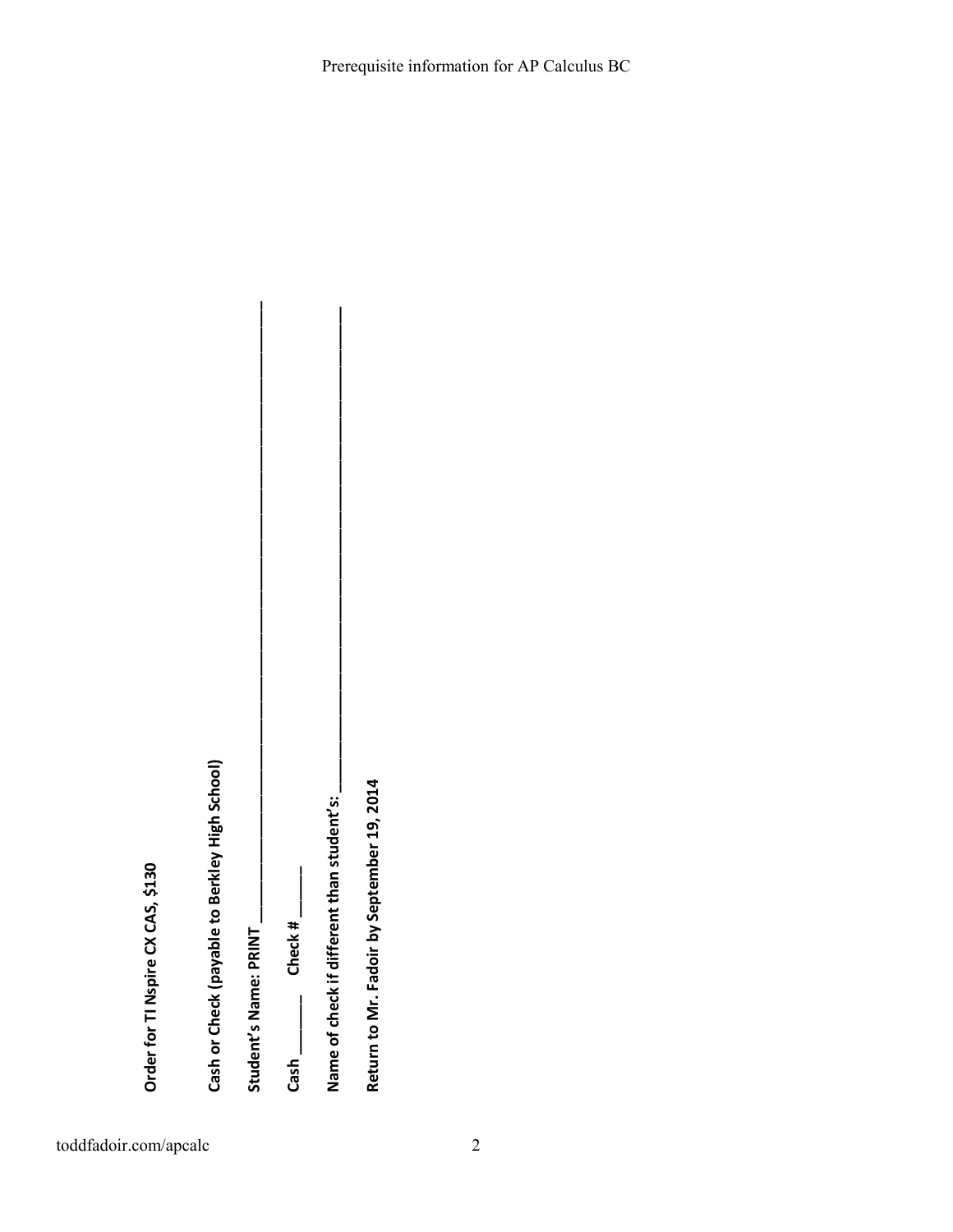**Order for TI Nspire CX CAS, $130**

**Cash or Check (payable to Berkley High School)**

**Student's Name: PRINT ______________________________________________**

**Cash ______ Check # ______**

**Name of check if different than student's: ______________________________**

**Return to Mr. Fadoir by September 19, 2014**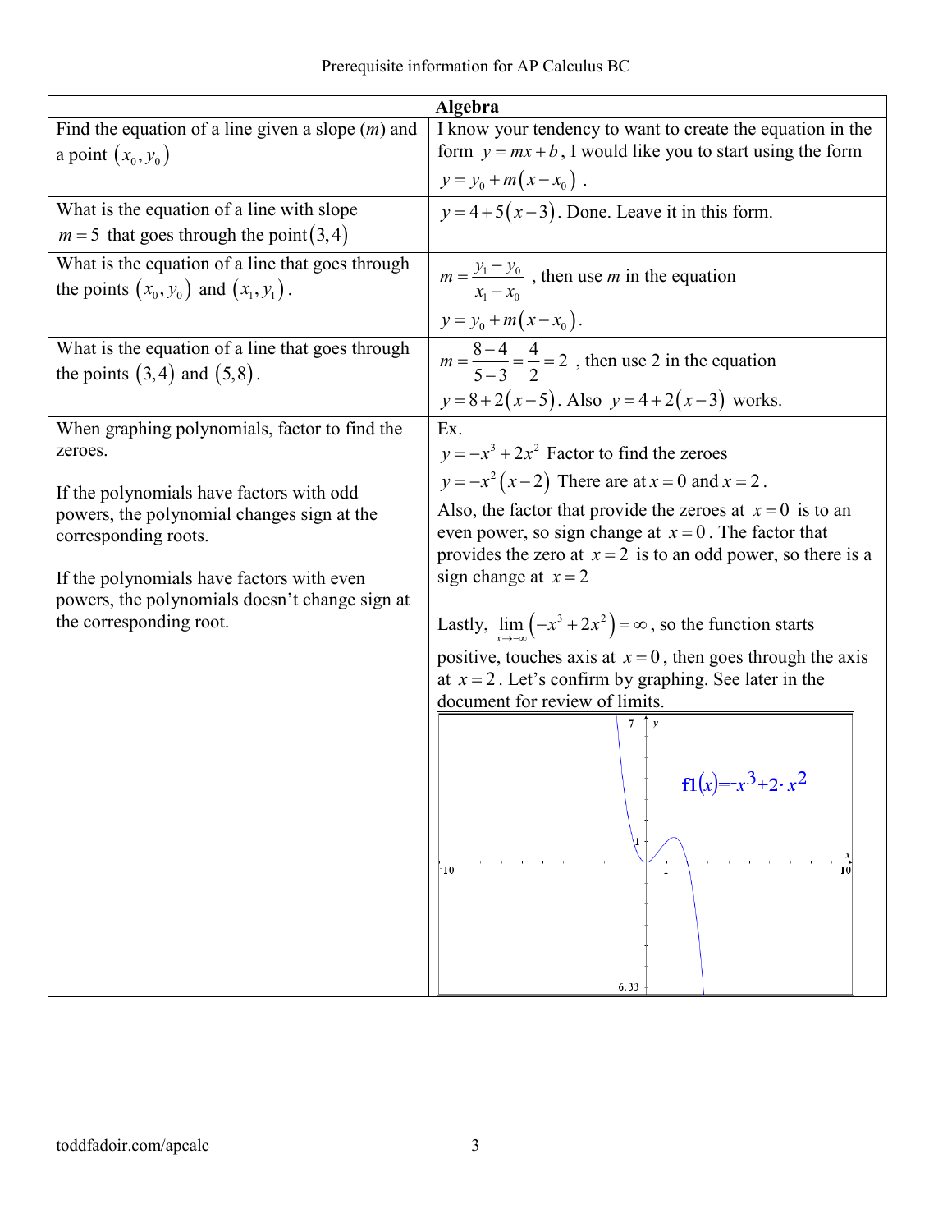| Algebra | |
|---|---|
| Find the equation of a line given a slope ($m$) and a point $(x_0, y_0)$ | I know your tendency to want to create the equation in the form $y = mx + b$, I would like you to start using the form $y = y_0 + m(x - x_0)$ . |
| What is the equation of a line with slope $m = 5$ that goes through the point $(3,4)$ | $y = 4 + 5(x - 3)$. Done. Leave it in this form. |
| What is the equation of a line that goes through the points $(x_0, y_0)$ and $(x_1, y_1)$. | $m = \frac{y_1 - y_0}{x_1 - x_0}$ , then use $m$ in the equation $y = y_0 + m(x - x_0)$. |
| What is the equation of a line that goes through the points $(3,4)$ and $(5,8)$. | $m = \frac{8-4}{5-3} = \frac{4}{2} = 2$ , then use 2 in the equation $y = 8 + 2(x - 5)$. Also $y = 4 + 2(x - 3)$ works. |
| When graphing polynomials, factor to find the zeroes.<br><br>If the polynomials have factors with odd powers, the polynomial changes sign at the corresponding roots.<br><br>If the polynomials have factors with even powers, the polynomials doesn't change sign at the corresponding root. | Ex.<br>$y = -x^3 + 2x^2$ Factor to find the zeroes<br>$y = -x^2(x - 2)$ There are at $x = 0$ and $x = 2$.<br>Also, the factor that provide the zeroes at $x = 0$ is to an even power, so sign change at $x = 0$. The factor that provides the zero at $x = 2$ is to an odd power, so there is a sign change at $x = 2$<br><br>Lastly, $\lim_{x \to -\infty} \left(-x^3 + 2x^2\right) = \infty$, so the function starts positive, touches axis at $x = 0$, then goes through the axis at $x = 2$. Let's confirm by graphing. See later in the document for review of limits.<br><br>$f1(x) = -x^3 + 2 \cdot x^2$ |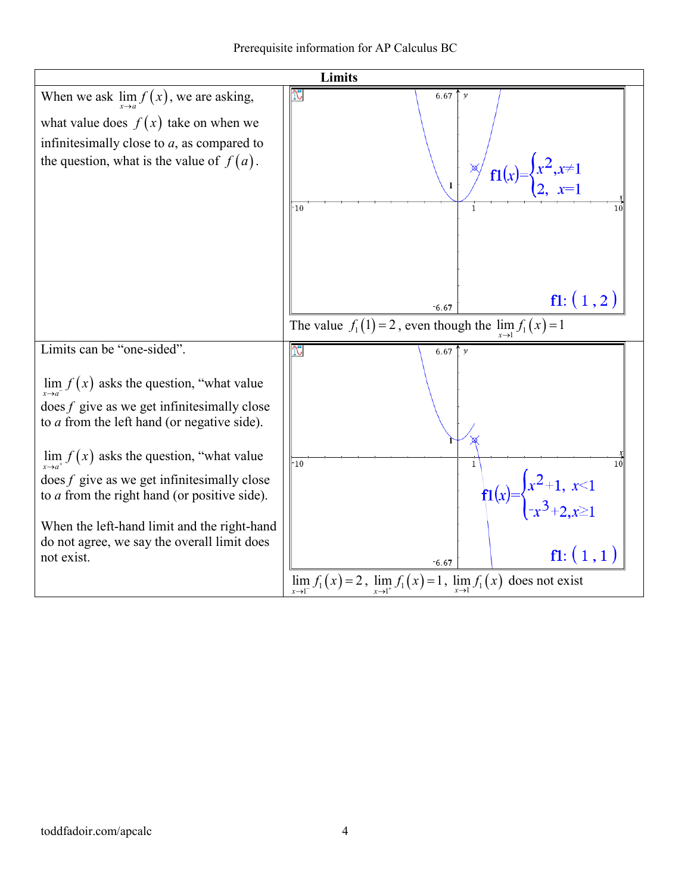| Limits | |
|---|---|
| When we ask $\lim_{x \to a} f(x)$, we are asking, what value does $f(x)$ take on when we infinitesimally close to *a*, as compared to the question, what is the value of $f(a)$. | $f1(x)=\begin{cases} x^2, x \neq 1 \\ 2, \ x=1 \end{cases}$ <br> f1: ( 1 , 2 ) <br> The value $f_1(1)=2$, even though the $\lim_{x \to 1} f_1(x)=1$ |
| Limits can be "one-sided". <br><br> $\lim_{x \to a^-} f(x)$ asks the question, "what value does *f* give as we get infinitesimally close to *a* from the left hand (or negative side). <br><br> $\lim_{x \to a^+} f(x)$ asks the question, "what value does *f* give as we get infinitesimally close to *a* from the right hand (or positive side). <br><br> When the left-hand limit and the right-hand do not agree, we say the overall limit does not exist. | $f1(x)=\begin{cases} x^2+1, \ x<1 \\ -x^3+2, x \geq 1 \end{cases}$ <br> f1: ( 1 , 1 ) <br> $\lim_{x \to 1^-} f_1(x)=2$, $\lim_{x \to 1^+} f_1(x)=1$, $\lim_{x \to 1} f_1(x)$ does not exist |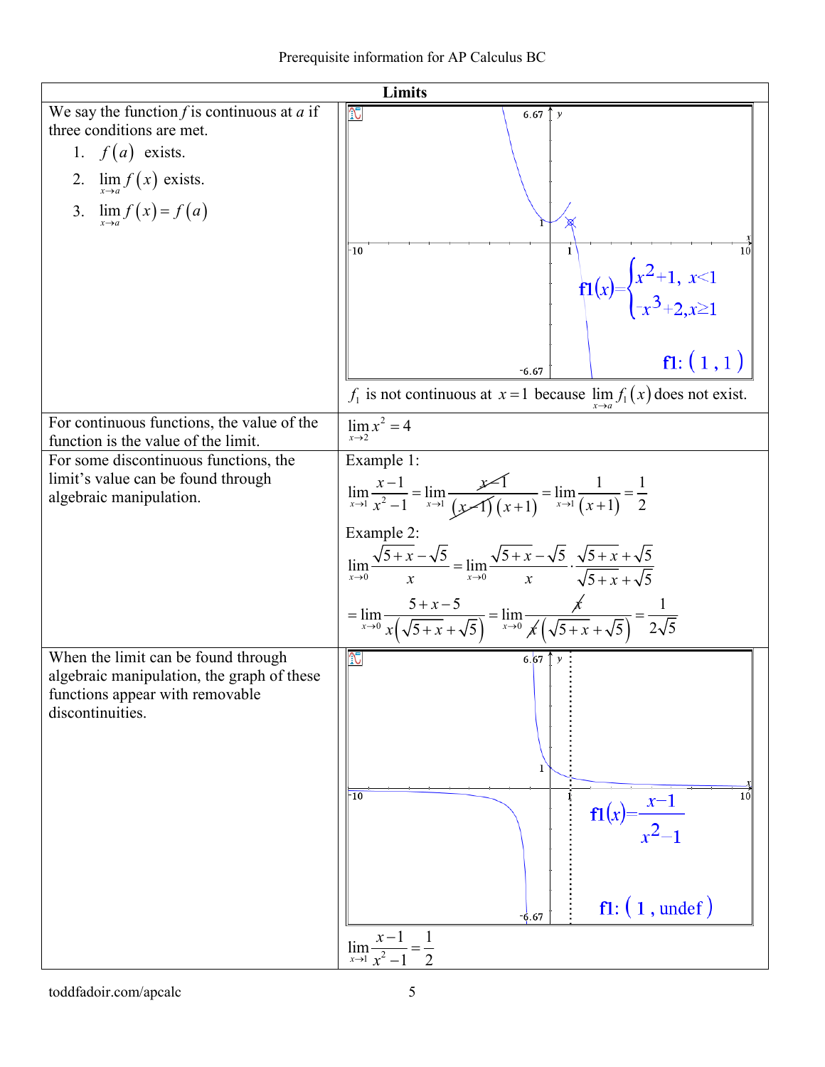| Limits | |
|---|---|
| We say the function $f$ is continuous at $a$ if three conditions are met. 1. $f(a)$ exists. 2. $\lim_{x \to a} f(x)$ exists. 3. $\lim_{x \to a} f(x) = f(a)$ | $f1(x)=\begin{cases} x^2+1, & x<1 \\ -x^3+2, & x\geq 1 \end{cases}$ f1: $(1, 1)$ <br> $f_1$ is not continuous at $x=1$ because $\lim_{x \to a} f_1(x)$ does not exist. |
| For continuous functions, the value of the function is the value of the limit. | $\lim_{x \to 2} x^2 = 4$ |
| For some discontinuous functions, the limit's value can be found through algebraic manipulation. | Example 1: $\lim_{x \to 1} \frac{x-1}{x^2-1} = \lim_{x \to 1} \frac{x-1}{(x-1)(x+1)} = \lim_{x \to 1} \frac{1}{(x+1)} = \frac{1}{2}$ <br> Example 2: $\lim_{x \to 0} \frac{\sqrt{5+x}-\sqrt{5}}{x} = \lim_{x \to 0} \frac{\sqrt{5+x}-\sqrt{5}}{x} \cdot \frac{\sqrt{5+x}+\sqrt{5}}{\sqrt{5+x}+\sqrt{5}}$ $= \lim_{x \to 0} \frac{5+x-5}{x\left(\sqrt{5+x}+\sqrt{5}\right)} = \lim_{x \to 0} \frac{x}{x\left(\sqrt{5+x}+\sqrt{5}\right)} = \frac{1}{2\sqrt{5}}$ |
| When the limit can be found through algebraic manipulation, the graph of these functions appear with removable discontinuities. | $f1(x)=\frac{x-1}{x^2-1}$ f1: $(1, \text{undef})$ <br> $\lim_{x \to 1} \frac{x-1}{x^2-1} = \frac{1}{2}$ |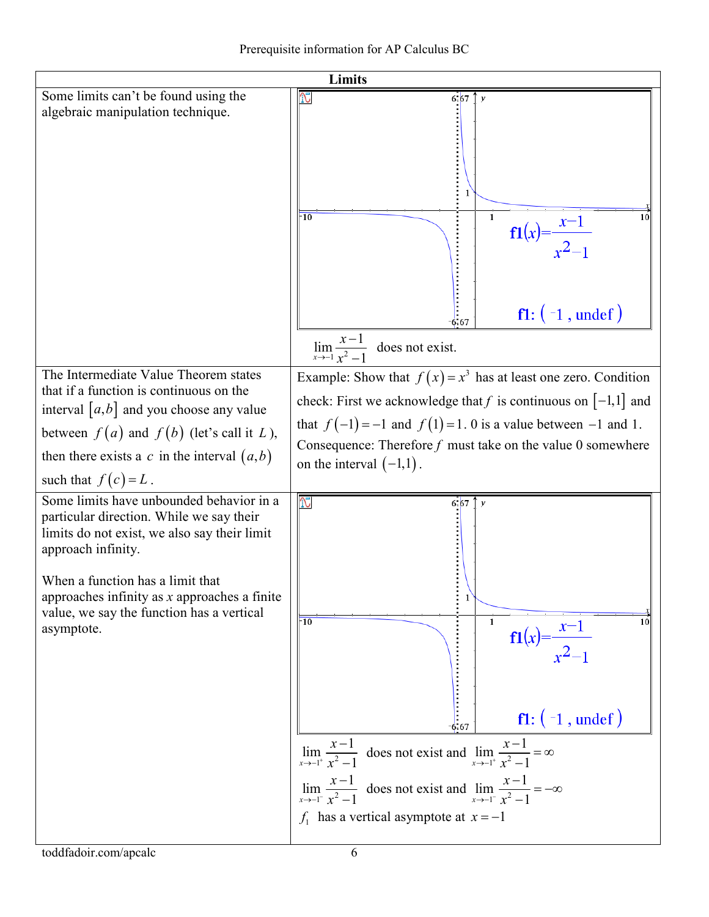| Limits | |
|---|---|
| Some limits can't be found using the algebraic manipulation technique. | $\mathrm{f1}(x)=\dfrac{x-1}{x^2-1}$ <br> f1: ( -1 , undef ) <br> $\lim\limits_{x\to -1}\dfrac{x-1}{x^2-1}$ does not exist. |
| The Intermediate Value Theorem states that if a function is continuous on the interval $[a,b]$ and you choose any value between $f(a)$ and $f(b)$ (let's call it $L$), then there exists a $c$ in the interval $(a,b)$ such that $f(c)=L$. | Example: Show that $f(x)=x^3$ has at least one zero. Condition check: First we acknowledge that $f$ is continuous on $[-1,1]$ and that $f(-1)=-1$ and $f(1)=1$. 0 is a value between $-1$ and 1. Consequence: Therefore $f$ must take on the value 0 somewhere on the interval $(-1,1)$. |
| Some limits have unbounded behavior in a particular direction. While we say their limits do not exist, we also say their limit approach infinity. <br><br> When a function has a limit that approaches infinity as $x$ approaches a finite value, we say the function has a vertical asymptote. | $\mathrm{f1}(x)=\dfrac{x-1}{x^2-1}$ <br> f1: ( -1 , undef ) <br> $\lim\limits_{x\to -1^+}\dfrac{x-1}{x^2-1}$ does not exist and $\lim\limits_{x\to -1^+}\dfrac{x-1}{x^2-1}=\infty$ <br> $\lim\limits_{x\to -1^-}\dfrac{x-1}{x^2-1}$ does not exist and $\lim\limits_{x\to -1^-}\dfrac{x-1}{x^2-1}=-\infty$ <br> $f_1$ has a vertical asymptote at $x=-1$ |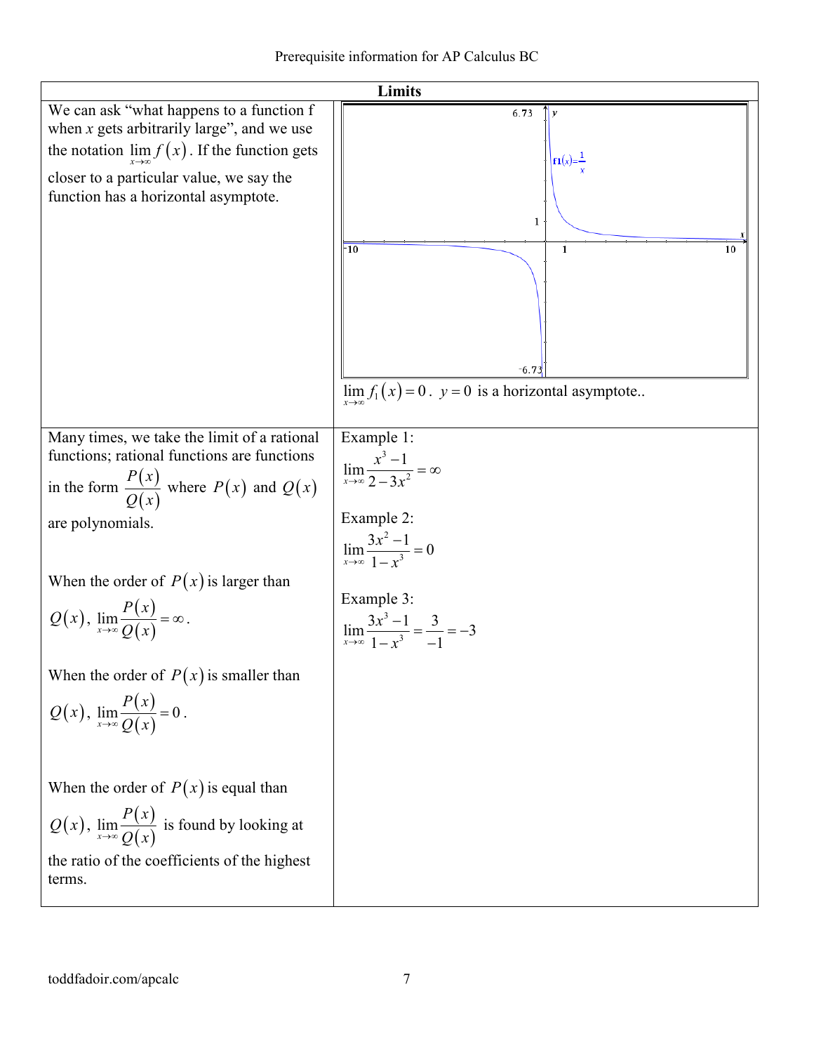| Limits | |
|---|---|
| We can ask "what happens to a function f when *x* gets arbitrarily large", and we use the notation $\lim_{x\to\infty} f(x)$. If the function gets closer to a particular value, we say the function has a horizontal asymptote. | $\lim_{x\to\infty} f_1(x) = 0$. $y = 0$ is a horizontal asymptote.. |
| Many times, we take the limit of a rational functions; rational functions are functions in the form $\frac{P(x)}{Q(x)}$ where $P(x)$ and $Q(x)$ are polynomials.<br><br>When the order of $P(x)$ is larger than $Q(x)$, $\lim_{x\to\infty}\frac{P(x)}{Q(x)} = \infty$.<br><br>When the order of $P(x)$ is smaller than $Q(x)$, $\lim_{x\to\infty}\frac{P(x)}{Q(x)} = 0$.<br><br>When the order of $P(x)$ is equal than $Q(x)$, $\lim_{x\to\infty}\frac{P(x)}{Q(x)}$ is found by looking at the ratio of the coefficients of the highest terms. | Example 1:<br>$\lim_{x\to\infty}\frac{x^3-1}{2-3x^2} = \infty$<br><br>Example 2:<br>$\lim_{x\to\infty}\frac{3x^2-1}{1-x^3} = 0$<br><br>Example 3:<br>$\lim_{x\to\infty}\frac{3x^3-1}{1-x^3} = \frac{3}{-1} = -3$ |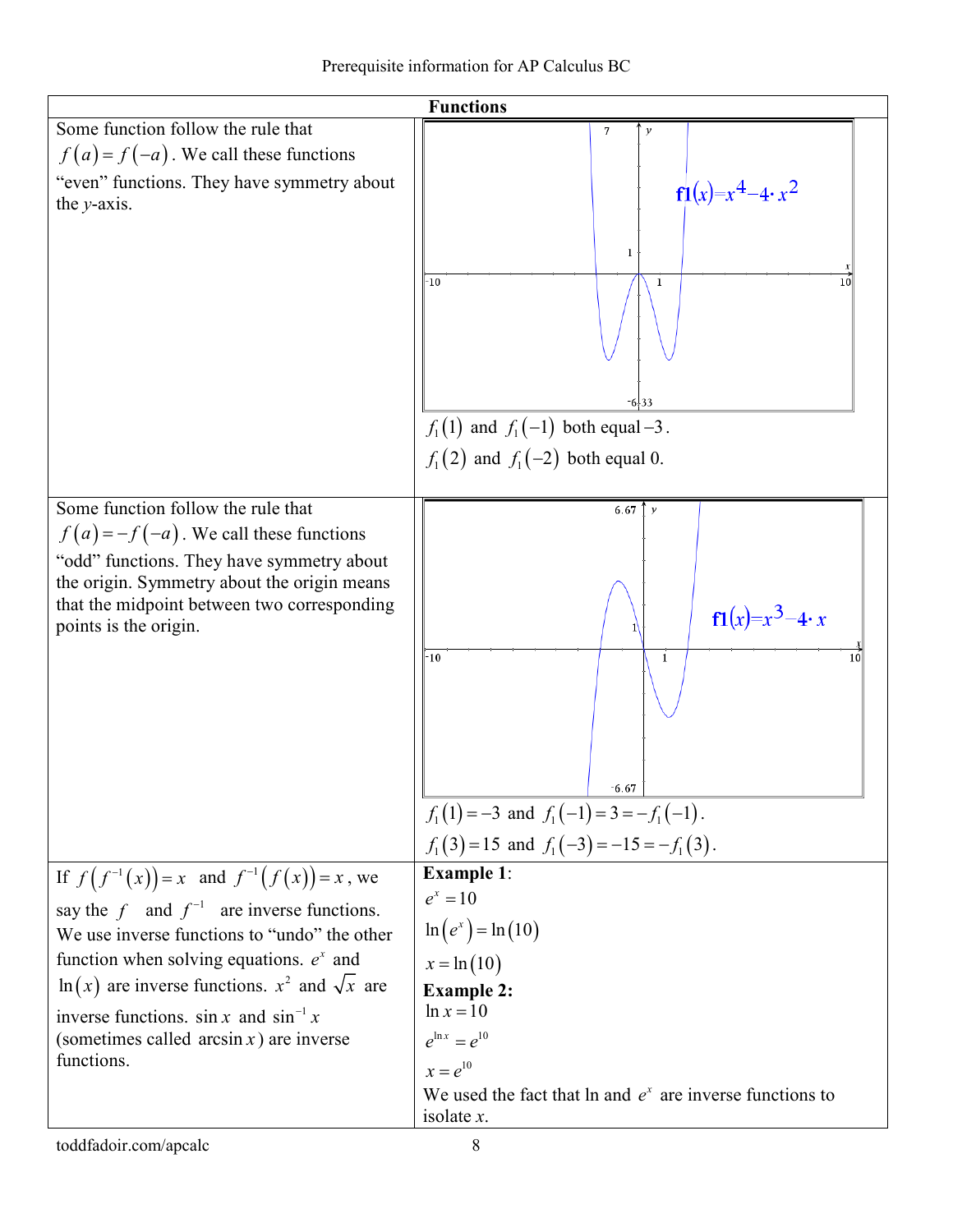## Functions

| | |
|---|---|
| Some function follow the rule that $f(a) = f(-a)$. We call these functions "even" functions. They have symmetry about the *y*-axis. | $f1(x) = x^4 - 4 \cdot x^2$ <br> $f_1(1)$ and $f_1(-1)$ both equal $-3$. <br> $f_1(2)$ and $f_1(-2)$ both equal 0. |
| Some function follow the rule that $f(a) = -f(-a)$. We call these functions "odd" functions. They have symmetry about the origin. Symmetry about the origin means that the midpoint between two corresponding points is the origin. | $f1(x) = x^3 - 4 \cdot x$ <br> $f_1(1) = -3$ and $f_1(-1) = 3 = -f_1(-1)$. <br> $f_1(3) = 15$ and $f_1(-3) = -15 = -f_1(3)$. |
| If $f(f^{-1}(x)) = x$ and $f^{-1}(f(x)) = x$, we say the $f$ and $f^{-1}$ are inverse functions. We use inverse functions to "undo" the other function when solving equations. $e^x$ and $\ln(x)$ are inverse functions. $x^2$ and $\sqrt{x}$ are inverse functions. $\sin x$ and $\sin^{-1} x$ (sometimes called $\arcsin x$) are inverse functions. | **Example 1**: <br> $e^x = 10$ <br> $\ln(e^x) = \ln(10)$ <br> $x = \ln(10)$ <br> **Example 2:** <br> $\ln x = 10$ <br> $e^{\ln x} = e^{10}$ <br> $x = e^{10}$ <br> We used the fact that ln and $e^x$ are inverse functions to isolate *x*. |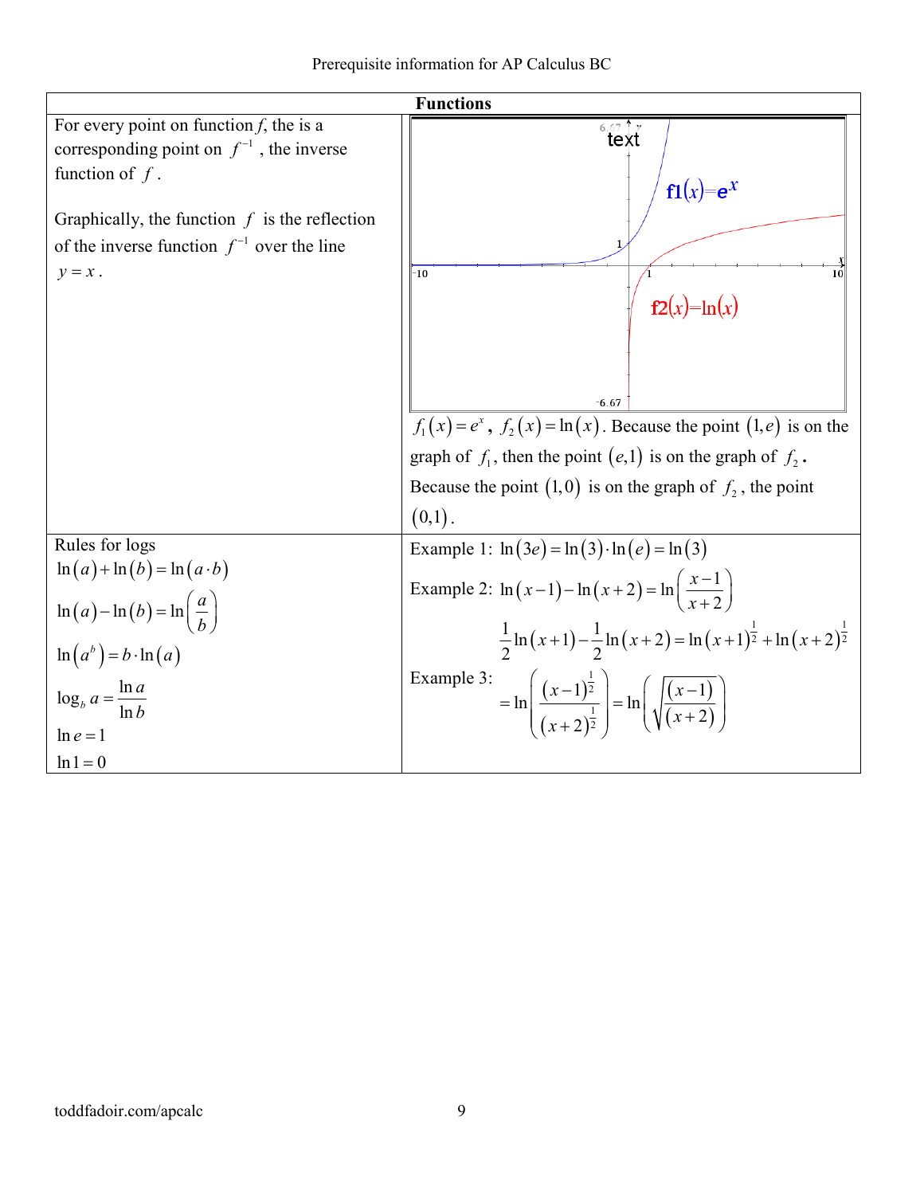| Functions | |
|---|---|
| For every point on function *f*, the is a corresponding point on $f^{-1}$, the inverse function of $f$.<br><br>Graphically, the function $f$ is the reflection of the inverse function $f^{-1}$ over the line $y = x$. | $f_1(x) = e^x$, $f_2(x) = \ln(x)$. Because the point $(1, e)$ is on the graph of $f_1$, then the point $(e, 1)$ is on the graph of $f_2$. Because the point $(1, 0)$ is on the graph of $f_2$, the point $(0, 1)$. |
| Rules for logs<br>$\ln(a) + \ln(b) = \ln(a \cdot b)$<br>$\ln(a) - \ln(b) = \ln\left(\frac{a}{b}\right)$<br>$\ln(a^b) = b \cdot \ln(a)$<br>$\log_b a = \frac{\ln a}{\ln b}$<br>$\ln e = 1$<br>$\ln 1 = 0$ | Example 1: $\ln(3e) = \ln(3) \cdot \ln(e) = \ln(3)$<br>Example 2: $\ln(x-1) - \ln(x+2) = \ln\left(\frac{x-1}{x+2}\right)$<br>Example 3: $\frac{1}{2}\ln(x+1) - \frac{1}{2}\ln(x+2) = \ln(x+1)^{\frac{1}{2}} + \ln(x+2)^{\frac{1}{2}}$ $= \ln\left(\frac{(x-1)^{\frac{1}{2}}}{(x+2)^{\frac{1}{2}}}\right) = \ln\left(\sqrt{\frac{(x-1)}{(x+2)}}\right)$ |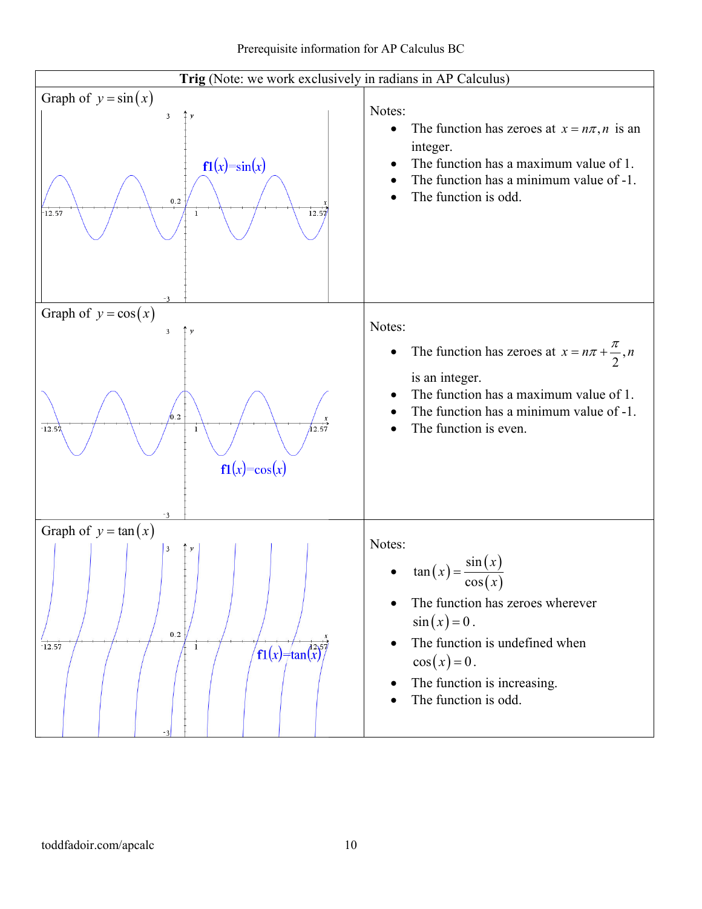| Trig (Note: we work exclusively in radians in AP Calculus) | |
|---|---|
| Graph of $y = \sin(x)$ | Notes:<br>• The function has zeroes at $x = n\pi, n$ is an integer.<br>• The function has a maximum value of 1.<br>• The function has a minimum value of -1.<br>• The function is odd. |
| Graph of $y = \cos(x)$ | Notes:<br>• The function has zeroes at $x = n\pi + \frac{\pi}{2}, n$ is an integer.<br>• The function has a maximum value of 1.<br>• The function has a minimum value of -1.<br>• The function is even. |
| Graph of $y = \tan(x)$ | Notes:<br>• $\tan(x) = \frac{\sin(x)}{\cos(x)}$<br>• The function has zeroes wherever $\sin(x) = 0$.<br>• The function is undefined when $\cos(x) = 0$.<br>• The function is increasing.<br>• The function is odd. |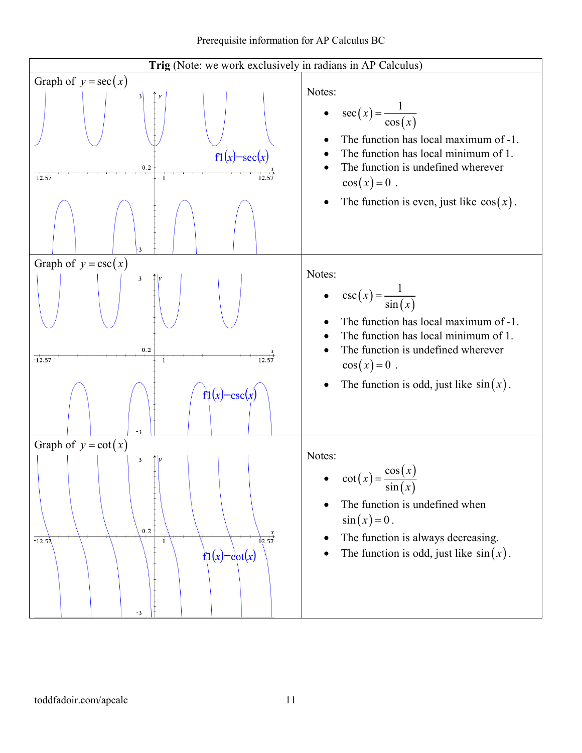| **Trig** (Note: we work exclusively in radians in AP Calculus) | |
|---|---|
| Graph of $y = \sec(x)$ | Notes: <br>• $\sec(x) = \dfrac{1}{\cos(x)}$ <br>• The function has local maximum of -1. <br>• The function has local minimum of 1. <br>• The function is undefined wherever $\cos(x) = 0$ . <br>• The function is even, just like $\cos(x)$. |
| Graph of $y = \csc(x)$ | Notes: <br>• $\csc(x) = \dfrac{1}{\sin(x)}$ <br>• The function has local maximum of -1. <br>• The function has local minimum of 1. <br>• The function is undefined wherever $\cos(x) = 0$ . <br>• The function is odd, just like $\sin(x)$. |
| Graph of $y = \cot(x)$ | Notes: <br>• $\cot(x) = \dfrac{\cos(x)}{\sin(x)}$ <br>• The function is undefined when $\sin(x) = 0$. <br>• The function is always decreasing. <br>• The function is odd, just like $\sin(x)$. |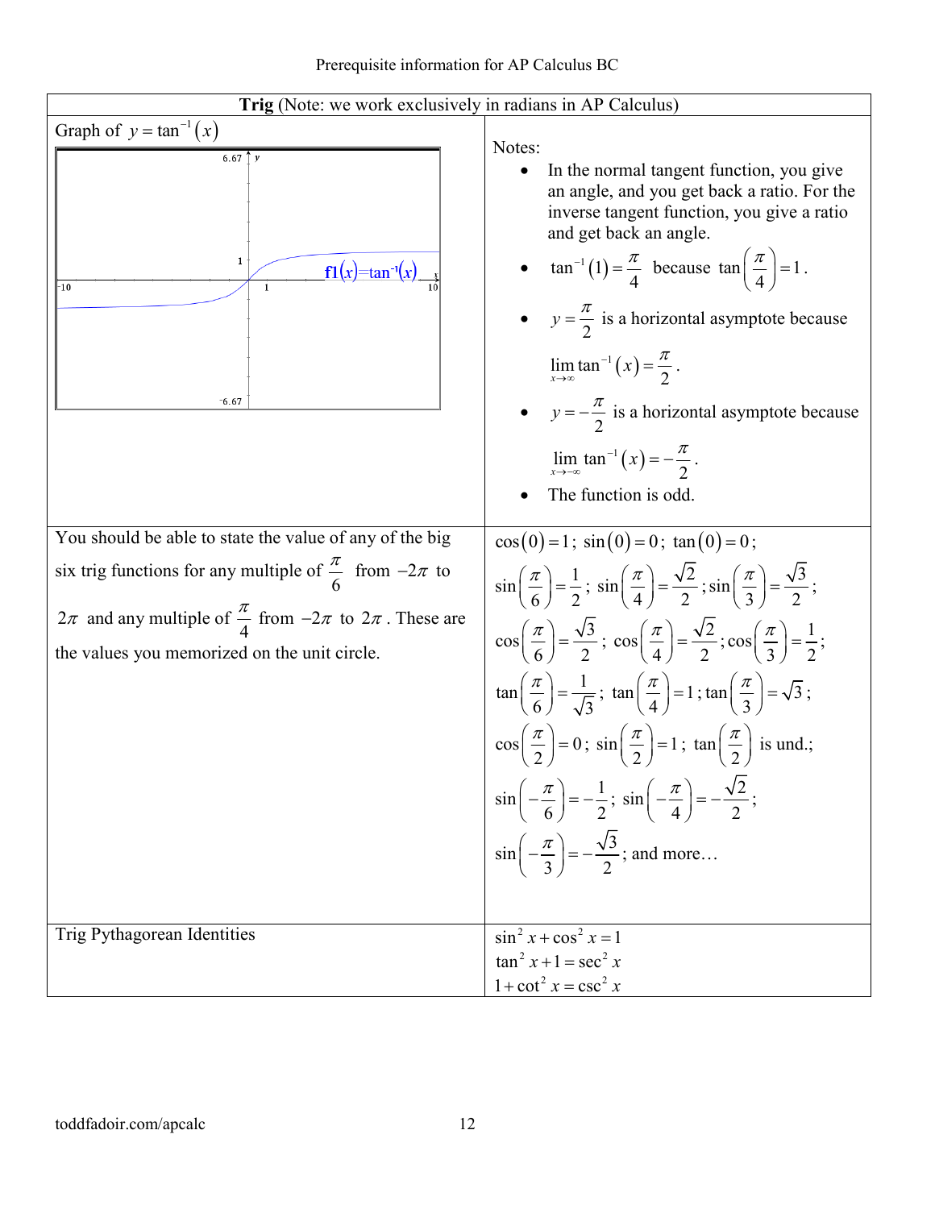**Trig** (Note: we work exclusively in radians in AP Calculus)

| | |
|---|---|
| Graph of $y = \tan^{-1}(x)$<br><br>6.67 y<br>1<br>f1(x)=tan⁻¹(x)<br>-10 1 10 x<br>-6.67 | Notes:<br>• In the normal tangent function, you give an angle, and you get back a ratio. For the inverse tangent function, you give a ratio and get back an angle.<br>• $\tan^{-1}(1) = \frac{\pi}{4}$ because $\tan\left(\frac{\pi}{4}\right) = 1$.<br>• $y = \frac{\pi}{2}$ is a horizontal asymptote because $\lim_{x\to\infty} \tan^{-1}(x) = \frac{\pi}{2}$.<br>• $y = -\frac{\pi}{2}$ is a horizontal asymptote because $\lim_{x\to-\infty} \tan^{-1}(x) = -\frac{\pi}{2}$.<br>• The function is odd. |
| You should be able to state the value of any of the big six trig functions for any multiple of $\frac{\pi}{6}$ from $-2\pi$ to $2\pi$ and any multiple of $\frac{\pi}{4}$ from $-2\pi$ to $2\pi$. These are the values you memorized on the unit circle. | $\cos(0) = 1$; $\sin(0) = 0$; $\tan(0) = 0$;<br>$\sin\left(\frac{\pi}{6}\right) = \frac{1}{2}$; $\sin\left(\frac{\pi}{4}\right) = \frac{\sqrt{2}}{2}$; $\sin\left(\frac{\pi}{3}\right) = \frac{\sqrt{3}}{2}$;<br>$\cos\left(\frac{\pi}{6}\right) = \frac{\sqrt{3}}{2}$; $\cos\left(\frac{\pi}{4}\right) = \frac{\sqrt{2}}{2}$; $\cos\left(\frac{\pi}{3}\right) = \frac{1}{2}$;<br>$\tan\left(\frac{\pi}{6}\right) = \frac{1}{\sqrt{3}}$; $\tan\left(\frac{\pi}{4}\right) = 1$; $\tan\left(\frac{\pi}{3}\right) = \sqrt{3}$;<br>$\cos\left(\frac{\pi}{2}\right) = 0$; $\sin\left(\frac{\pi}{2}\right) = 1$; $\tan\left(\frac{\pi}{2}\right)$ is und.;<br>$\sin\left(-\frac{\pi}{6}\right) = -\frac{1}{2}$; $\sin\left(-\frac{\pi}{4}\right) = -\frac{\sqrt{2}}{2}$;<br>$\sin\left(-\frac{\pi}{3}\right) = -\frac{\sqrt{3}}{2}$; and more… |
| Trig Pythagorean Identities | $\sin^2 x + \cos^2 x = 1$<br>$\tan^2 x + 1 = \sec^2 x$<br>$1 + \cot^2 x = \csc^2 x$ |